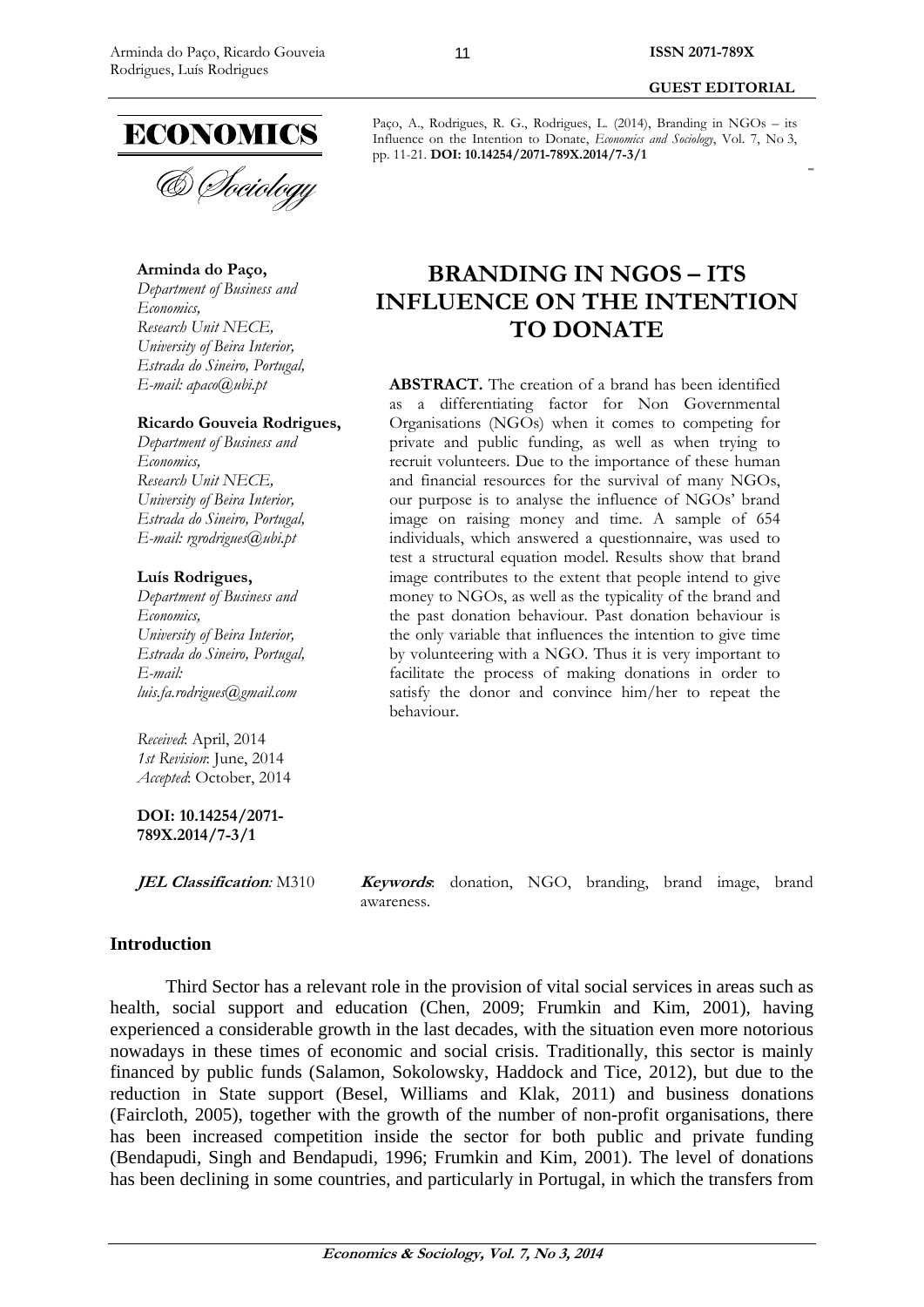Paço, A., Rodrigues, R. G., Rodrigues, L. (2014), Branding in NGOs – its Influence on the Intention to Donate, *Economics and Sociology*, Vol. 7, No 3, pp. 11-21. **DOI: 10.14254/2071-789X.2014/7-3/1**

GUEST EDITORIAL

**Arminda do Paço,**
*Department of Business and Economics,*
*Research Unit NECE,*
*University of Beira Interior,*
*Estrada do Sineiro, Portugal,*
*E-mail: apaco@ubi.pt*

**Ricardo Gouveia Rodrigues,**
*Department of Business and Economics,*
*Research Unit NECE,*
*University of Beira Interior,*
*Estrada do Sineiro, Portugal,*
*E-mail: rgrodrigues@ubi.pt*

**Luís Rodrigues,**
*Department of Business and Economics,*
*University of Beira Interior,*
*Estrada do Sineiro, Portugal,*
*E-mail: luis.fa.rodrigues@gmail.com*

*Received*: April, 2014
*1st Revision*: June, 2014
*Accepted*: October, 2014

**DOI: 10.14254/2071-789X.2014/7-3/1**

# BRANDING IN NGOS – ITS INFLUENCE ON THE INTENTION TO DONATE

**ABSTRACT.** The creation of a brand has been identified as a differentiating factor for Non Governmental Organisations (NGOs) when it comes to competing for private and public funding, as well as when trying to recruit volunteers. Due to the importance of these human and financial resources for the survival of many NGOs, our purpose is to analyse the influence of NGOs' brand image on raising money and time. A sample of 654 individuals, which answered a questionnaire, was used to test a structural equation model. Results show that brand image contributes to the extent that people intend to give money to NGOs, as well as the typicality of the brand and the past donation behaviour. Past donation behaviour is the only variable that influences the intention to give time by volunteering with a NGO. Thus it is very important to facilitate the process of making donations in order to satisfy the donor and convince him/her to repeat the behaviour.

***JEL Classification*:** M310

***Keywords*:** donation, NGO, branding, brand image, brand awareness.

## Introduction

Third Sector has a relevant role in the provision of vital social services in areas such as health, social support and education (Chen, 2009; Frumkin and Kim, 2001), having experienced a considerable growth in the last decades, with the situation even more notorious nowadays in these times of economic and social crisis. Traditionally, this sector is mainly financed by public funds (Salamon, Sokolowsky, Haddock and Tice, 2012), but due to the reduction in State support (Besel, Williams and Klak, 2011) and business donations (Faircloth, 2005), together with the growth of the number of non-profit organisations, there has been increased competition inside the sector for both public and private funding (Bendapudi, Singh and Bendapudi, 1996; Frumkin and Kim, 2001). The level of donations has been declining in some countries, and particularly in Portugal, in which the transfers from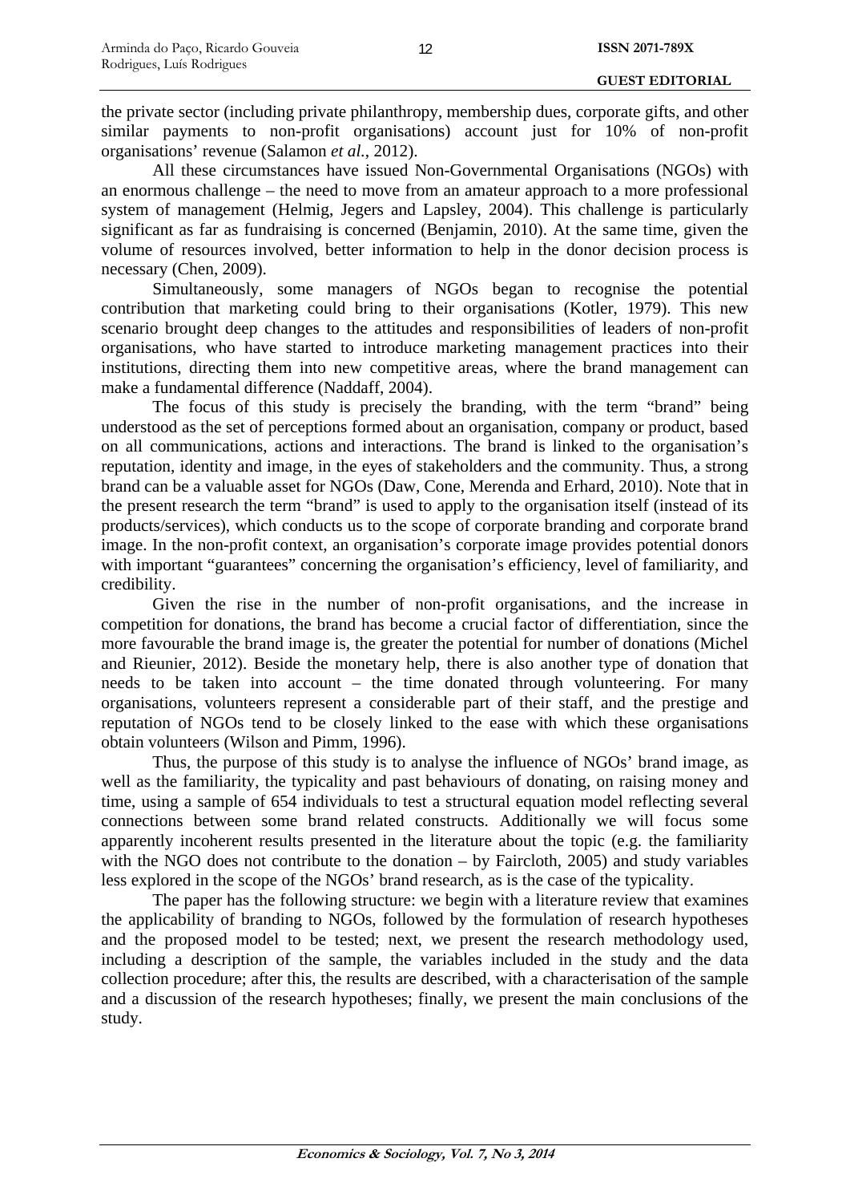the private sector (including private philanthropy, membership dues, corporate gifts, and other similar payments to non-profit organisations) account just for 10% of non-profit organisations' revenue (Salamon *et al.*, 2012).

All these circumstances have issued Non-Governmental Organisations (NGOs) with an enormous challenge – the need to move from an amateur approach to a more professional system of management (Helmig, Jegers and Lapsley, 2004). This challenge is particularly significant as far as fundraising is concerned (Benjamin, 2010). At the same time, given the volume of resources involved, better information to help in the donor decision process is necessary (Chen, 2009).

Simultaneously, some managers of NGOs began to recognise the potential contribution that marketing could bring to their organisations (Kotler, 1979). This new scenario brought deep changes to the attitudes and responsibilities of leaders of non-profit organisations, who have started to introduce marketing management practices into their institutions, directing them into new competitive areas, where the brand management can make a fundamental difference (Naddaff, 2004).

The focus of this study is precisely the branding, with the term "brand" being understood as the set of perceptions formed about an organisation, company or product, based on all communications, actions and interactions. The brand is linked to the organisation's reputation, identity and image, in the eyes of stakeholders and the community. Thus, a strong brand can be a valuable asset for NGOs (Daw, Cone, Merenda and Erhard, 2010). Note that in the present research the term "brand" is used to apply to the organisation itself (instead of its products/services), which conducts us to the scope of corporate branding and corporate brand image. In the non-profit context, an organisation's corporate image provides potential donors with important "guarantees" concerning the organisation's efficiency, level of familiarity, and credibility.

Given the rise in the number of non-profit organisations, and the increase in competition for donations, the brand has become a crucial factor of differentiation, since the more favourable the brand image is, the greater the potential for number of donations (Michel and Rieunier, 2012). Beside the monetary help, there is also another type of donation that needs to be taken into account – the time donated through volunteering. For many organisations, volunteers represent a considerable part of their staff, and the prestige and reputation of NGOs tend to be closely linked to the ease with which these organisations obtain volunteers (Wilson and Pimm, 1996).

Thus, the purpose of this study is to analyse the influence of NGOs' brand image, as well as the familiarity, the typicality and past behaviours of donating, on raising money and time, using a sample of 654 individuals to test a structural equation model reflecting several connections between some brand related constructs. Additionally we will focus some apparently incoherent results presented in the literature about the topic (e.g. the familiarity with the NGO does not contribute to the donation – by Faircloth, 2005) and study variables less explored in the scope of the NGOs' brand research, as is the case of the typicality.

The paper has the following structure: we begin with a literature review that examines the applicability of branding to NGOs, followed by the formulation of research hypotheses and the proposed model to be tested; next, we present the research methodology used, including a description of the sample, the variables included in the study and the data collection procedure; after this, the results are described, with a characterisation of the sample and a discussion of the research hypotheses; finally, we present the main conclusions of the study.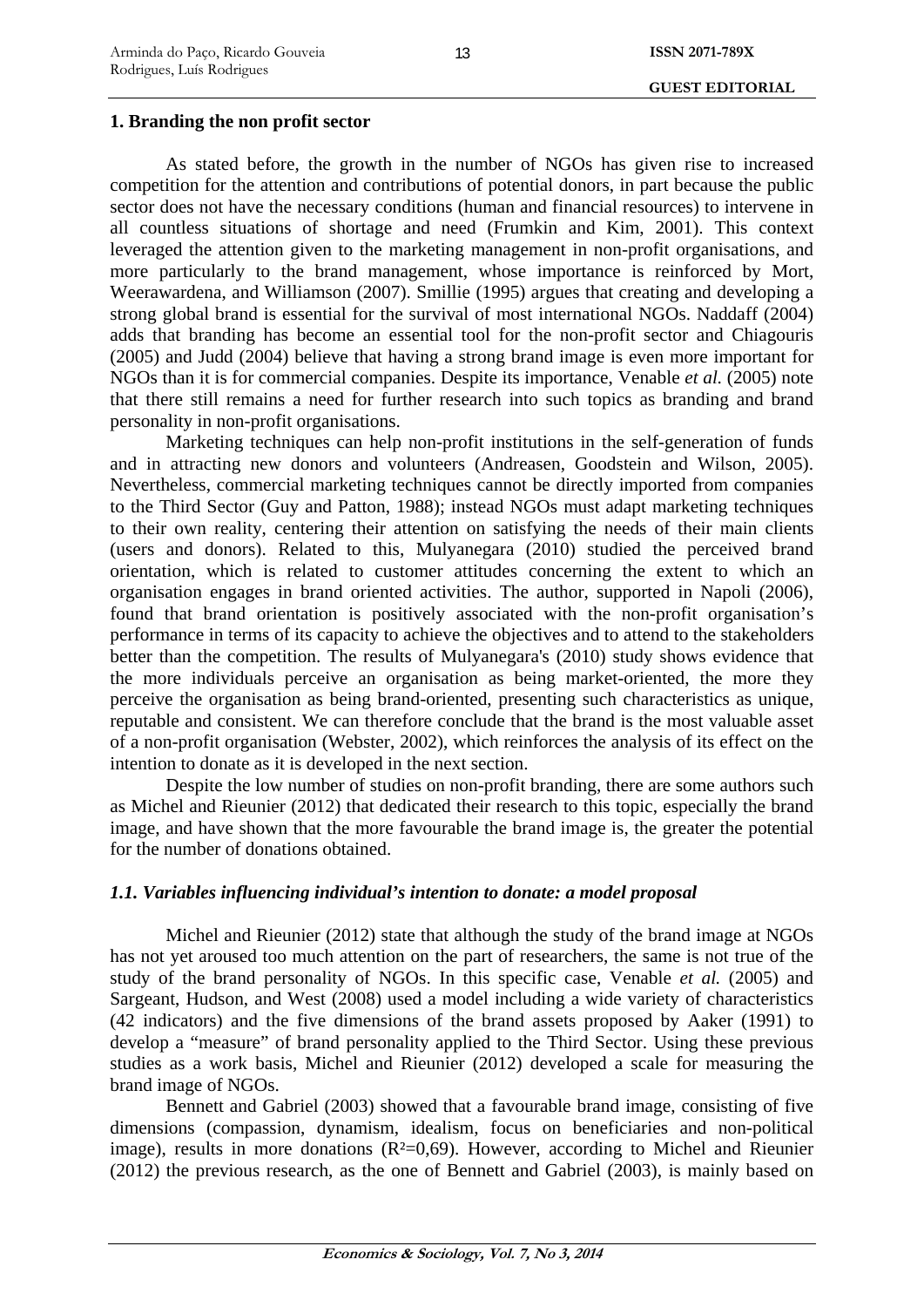## 1. Branding the non profit sector

As stated before, the growth in the number of NGOs has given rise to increased competition for the attention and contributions of potential donors, in part because the public sector does not have the necessary conditions (human and financial resources) to intervene in all countless situations of shortage and need (Frumkin and Kim, 2001). This context leveraged the attention given to the marketing management in non-profit organisations, and more particularly to the brand management, whose importance is reinforced by Mort, Weerawardena, and Williamson (2007). Smillie (1995) argues that creating and developing a strong global brand is essential for the survival of most international NGOs. Naddaff (2004) adds that branding has become an essential tool for the non-profit sector and Chiagouris (2005) and Judd (2004) believe that having a strong brand image is even more important for NGOs than it is for commercial companies. Despite its importance, Venable *et al.* (2005) note that there still remains a need for further research into such topics as branding and brand personality in non-profit organisations.

Marketing techniques can help non-profit institutions in the self-generation of funds and in attracting new donors and volunteers (Andreasen, Goodstein and Wilson, 2005). Nevertheless, commercial marketing techniques cannot be directly imported from companies to the Third Sector (Guy and Patton, 1988); instead NGOs must adapt marketing techniques to their own reality, centering their attention on satisfying the needs of their main clients (users and donors). Related to this, Mulyanegara (2010) studied the perceived brand orientation, which is related to customer attitudes concerning the extent to which an organisation engages in brand oriented activities. The author, supported in Napoli (2006), found that brand orientation is positively associated with the non-profit organisation's performance in terms of its capacity to achieve the objectives and to attend to the stakeholders better than the competition. The results of Mulyanegara's (2010) study shows evidence that the more individuals perceive an organisation as being market-oriented, the more they perceive the organisation as being brand-oriented, presenting such characteristics as unique, reputable and consistent. We can therefore conclude that the brand is the most valuable asset of a non-profit organisation (Webster, 2002), which reinforces the analysis of its effect on the intention to donate as it is developed in the next section.

Despite the low number of studies on non-profit branding, there are some authors such as Michel and Rieunier (2012) that dedicated their research to this topic, especially the brand image, and have shown that the more favourable the brand image is, the greater the potential for the number of donations obtained.

### *1.1. Variables influencing individual's intention to donate: a model proposal*

Michel and Rieunier (2012) state that although the study of the brand image at NGOs has not yet aroused too much attention on the part of researchers, the same is not true of the study of the brand personality of NGOs. In this specific case, Venable *et al.* (2005) and Sargeant, Hudson, and West (2008) used a model including a wide variety of characteristics (42 indicators) and the five dimensions of the brand assets proposed by Aaker (1991) to develop a "measure" of brand personality applied to the Third Sector. Using these previous studies as a work basis, Michel and Rieunier (2012) developed a scale for measuring the brand image of NGOs.

Bennett and Gabriel (2003) showed that a favourable brand image, consisting of five dimensions (compassion, dynamism, idealism, focus on beneficiaries and non-political image), results in more donations ($R^2$=0,69). However, according to Michel and Rieunier (2012) the previous research, as the one of Bennett and Gabriel (2003), is mainly based on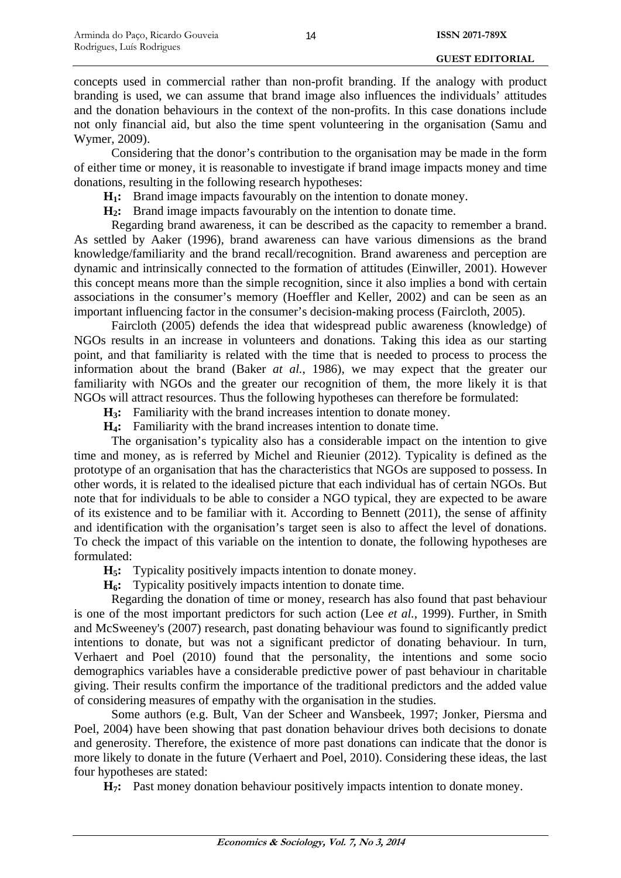concepts used in commercial rather than non-profit branding. If the analogy with product branding is used, we can assume that brand image also influences the individuals' attitudes and the donation behaviours in the context of the non-profits. In this case donations include not only financial aid, but also the time spent volunteering in the organisation (Samu and Wymer, 2009).

Considering that the donor's contribution to the organisation may be made in the form of either time or money, it is reasonable to investigate if brand image impacts money and time donations, resulting in the following research hypotheses:

**$H_1$:** Brand image impacts favourably on the intention to donate money.

**$H_2$:** Brand image impacts favourably on the intention to donate time.

Regarding brand awareness, it can be described as the capacity to remember a brand. As settled by Aaker (1996), brand awareness can have various dimensions as the brand knowledge/familiarity and the brand recall/recognition. Brand awareness and perception are dynamic and intrinsically connected to the formation of attitudes (Einwiller, 2001). However this concept means more than the simple recognition, since it also implies a bond with certain associations in the consumer's memory (Hoeffler and Keller, 2002) and can be seen as an important influencing factor in the consumer's decision-making process (Faircloth, 2005).

Faircloth (2005) defends the idea that widespread public awareness (knowledge) of NGOs results in an increase in volunteers and donations. Taking this idea as our starting point, and that familiarity is related with the time that is needed to process to process the information about the brand (Baker *at al.*, 1986), we may expect that the greater our familiarity with NGOs and the greater our recognition of them, the more likely it is that NGOs will attract resources. Thus the following hypotheses can therefore be formulated:

**$H_3$:** Familiarity with the brand increases intention to donate money.

**$H_4$:** Familiarity with the brand increases intention to donate time.

The organisation's typicality also has a considerable impact on the intention to give time and money, as is referred by Michel and Rieunier (2012). Typicality is defined as the prototype of an organisation that has the characteristics that NGOs are supposed to possess. In other words, it is related to the idealised picture that each individual has of certain NGOs. But note that for individuals to be able to consider a NGO typical, they are expected to be aware of its existence and to be familiar with it. According to Bennett (2011), the sense of affinity and identification with the organisation's target seen is also to affect the level of donations. To check the impact of this variable on the intention to donate, the following hypotheses are formulated:

**$H_5$:** Typicality positively impacts intention to donate money.

**$H_6$:** Typicality positively impacts intention to donate time.

Regarding the donation of time or money, research has also found that past behaviour is one of the most important predictors for such action (Lee *et al.*, 1999). Further, in Smith and McSweeney's (2007) research, past donating behaviour was found to significantly predict intentions to donate, but was not a significant predictor of donating behaviour. In turn, Verhaert and Poel (2010) found that the personality, the intentions and some socio demographics variables have a considerable predictive power of past behaviour in charitable giving. Their results confirm the importance of the traditional predictors and the added value of considering measures of empathy with the organisation in the studies.

Some authors (e.g. Bult, Van der Scheer and Wansbeek, 1997; Jonker, Piersma and Poel, 2004) have been showing that past donation behaviour drives both decisions to donate and generosity. Therefore, the existence of more past donations can indicate that the donor is more likely to donate in the future (Verhaert and Poel, 2010). Considering these ideas, the last four hypotheses are stated:

**$H_7$:** Past money donation behaviour positively impacts intention to donate money.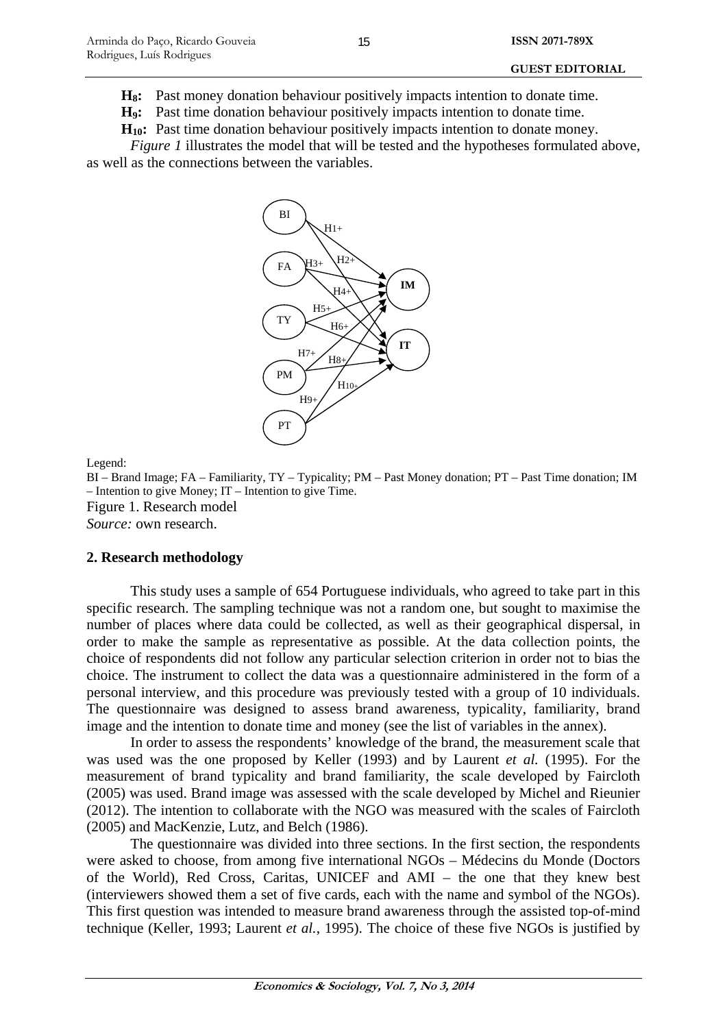**H$_8$:** Past money donation behaviour positively impacts intention to donate time.

**H$_9$:** Past time donation behaviour positively impacts intention to donate time.

**H$_{10}$:** Past time donation behaviour positively impacts intention to donate money.

*Figure 1* illustrates the model that will be tested and the hypotheses formulated above, as well as the connections between the variables.

Legend:

BI – Brand Image; FA – Familiarity, TY – Typicality; PM – Past Money donation; PT – Past Time donation; IM – Intention to give Money; IT – Intention to give Time.

Figure 1. Research model

*Source:* own research.

## 2. Research methodology

This study uses a sample of 654 Portuguese individuals, who agreed to take part in this specific research. The sampling technique was not a random one, but sought to maximise the number of places where data could be collected, as well as their geographical dispersal, in order to make the sample as representative as possible. At the data collection points, the choice of respondents did not follow any particular selection criterion in order not to bias the choice. The instrument to collect the data was a questionnaire administered in the form of a personal interview, and this procedure was previously tested with a group of 10 individuals. The questionnaire was designed to assess brand awareness, typicality, familiarity, brand image and the intention to donate time and money (see the list of variables in the annex).

In order to assess the respondents' knowledge of the brand, the measurement scale that was used was the one proposed by Keller (1993) and by Laurent *et al.* (1995). For the measurement of brand typicality and brand familiarity, the scale developed by Faircloth (2005) was used. Brand image was assessed with the scale developed by Michel and Rieunier (2012). The intention to collaborate with the NGO was measured with the scales of Faircloth (2005) and MacKenzie, Lutz, and Belch (1986).

The questionnaire was divided into three sections. In the first section, the respondents were asked to choose, from among five international NGOs – Médecins du Monde (Doctors of the World), Red Cross, Caritas, UNICEF and AMI – the one that they knew best (interviewers showed them a set of five cards, each with the name and symbol of the NGOs). This first question was intended to measure brand awareness through the assisted top-of-mind technique (Keller, 1993; Laurent *et al.*, 1995). The choice of these five NGOs is justified by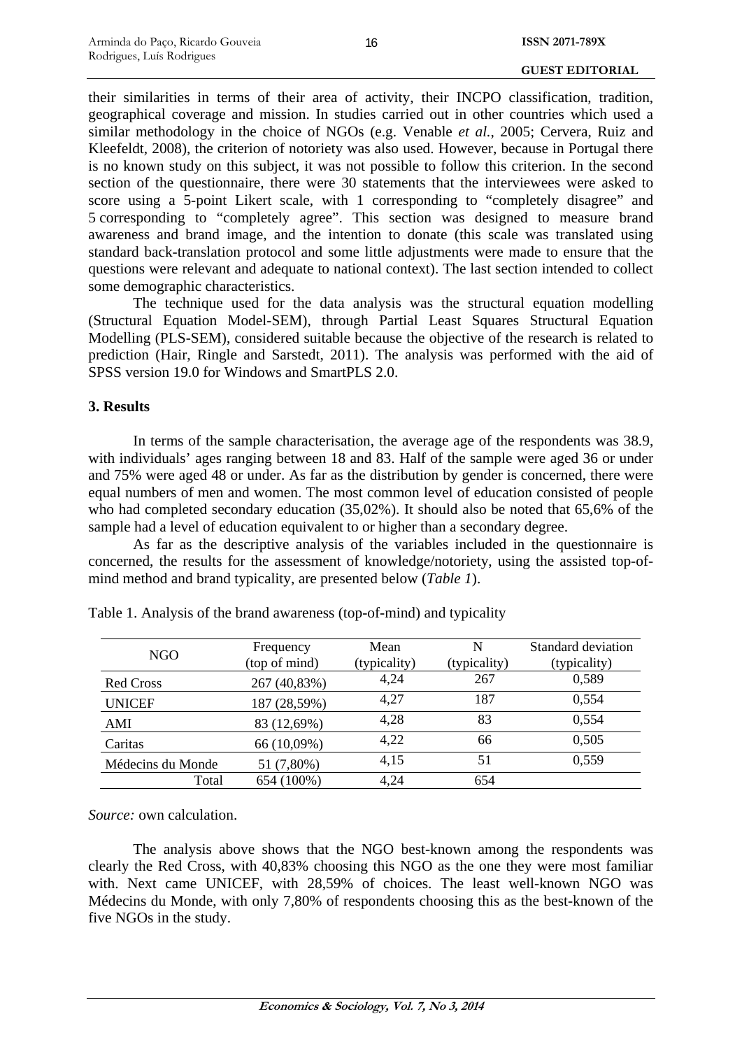their similarities in terms of their area of activity, their INCPO classification, tradition, geographical coverage and mission. In studies carried out in other countries which used a similar methodology in the choice of NGOs (e.g. Venable *et al.*, 2005; Cervera, Ruiz and Kleefeldt, 2008), the criterion of notoriety was also used. However, because in Portugal there is no known study on this subject, it was not possible to follow this criterion. In the second section of the questionnaire, there were 30 statements that the interviewees were asked to score using a 5-point Likert scale, with 1 corresponding to "completely disagree" and 5 corresponding to "completely agree". This section was designed to measure brand awareness and brand image, and the intention to donate (this scale was translated using standard back-translation protocol and some little adjustments were made to ensure that the questions were relevant and adequate to national context). The last section intended to collect some demographic characteristics.

The technique used for the data analysis was the structural equation modelling (Structural Equation Model-SEM), through Partial Least Squares Structural Equation Modelling (PLS-SEM), considered suitable because the objective of the research is related to prediction (Hair, Ringle and Sarstedt, 2011). The analysis was performed with the aid of SPSS version 19.0 for Windows and SmartPLS 2.0.

## 3. Results

In terms of the sample characterisation, the average age of the respondents was 38.9, with individuals' ages ranging between 18 and 83. Half of the sample were aged 36 or under and 75% were aged 48 or under. As far as the distribution by gender is concerned, there were equal numbers of men and women. The most common level of education consisted of people who had completed secondary education (35,02%). It should also be noted that 65,6% of the sample had a level of education equivalent to or higher than a secondary degree.

As far as the descriptive analysis of the variables included in the questionnaire is concerned, the results for the assessment of knowledge/notoriety, using the assisted top-of-mind method and brand typicality, are presented below (*Table 1*).

Table 1. Analysis of the brand awareness (top-of-mind) and typicality

| NGO | Frequency (top of mind) | Mean (typicality) | N (typicality) | Standard deviation (typicality) |
|---|---|---|---|---|
| Red Cross | 267 (40,83%) | 4,24 | 267 | 0,589 |
| UNICEF | 187 (28,59%) | 4,27 | 187 | 0,554 |
| AMI | 83 (12,69%) | 4,28 | 83 | 0,554 |
| Caritas | 66 (10,09%) | 4,22 | 66 | 0,505 |
| Médecins du Monde | 51 (7,80%) | 4,15 | 51 | 0,559 |
| Total | 654 (100%) | 4,24 | 654 | |

*Source:* own calculation.

The analysis above shows that the NGO best-known among the respondents was clearly the Red Cross, with 40,83% choosing this NGO as the one they were most familiar with. Next came UNICEF, with 28,59% of choices. The least well-known NGO was Médecins du Monde, with only 7,80% of respondents choosing this as the best-known of the five NGOs in the study.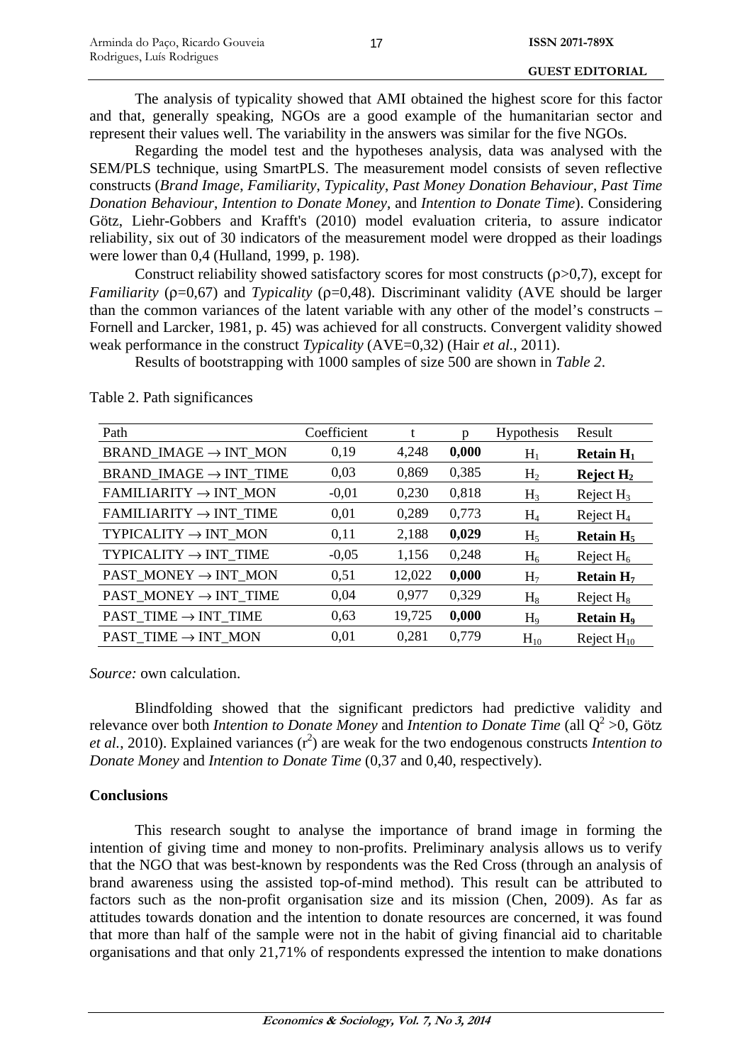The analysis of typicality showed that AMI obtained the highest score for this factor and that, generally speaking, NGOs are a good example of the humanitarian sector and represent their values well. The variability in the answers was similar for the five NGOs.

Regarding the model test and the hypotheses analysis, data was analysed with the SEM/PLS technique, using SmartPLS. The measurement model consists of seven reflective constructs (*Brand Image*, *Familiarity*, *Typicality*, *Past Money Donation Behaviour*, *Past Time Donation Behaviour*, *Intention to Donate Money*, and *Intention to Donate Time*). Considering Götz, Liehr-Gobbers and Krafft's (2010) model evaluation criteria, to assure indicator reliability, six out of 30 indicators of the measurement model were dropped as their loadings were lower than 0,4 (Hulland, 1999, p. 198).

Construct reliability showed satisfactory scores for most constructs ($\rho$>0,7), except for *Familiarity* ($\rho$=0,67) and *Typicality* ($\rho$=0,48). Discriminant validity (AVE should be larger than the common variances of the latent variable with any other of the model's constructs – Fornell and Larcker, 1981, p. 45) was achieved for all constructs. Convergent validity showed weak performance in the construct *Typicality* (AVE=0,32) (Hair *et al.*, 2011).

Results of bootstrapping with 1000 samples of size 500 are shown in *Table 2*.

Table 2. Path significances

| Path | Coefficient | t | p | Hypothesis | Result |
|---|---|---|---|---|---|
| BRAND_IMAGE → INT_MON | 0,19 | 4,248 | **0,000** | $H_1$ | **Retain $H_1$** |
| BRAND_IMAGE → INT_TIME | 0,03 | 0,869 | 0,385 | $H_2$ | **Reject $H_2$** |
| FAMILIARITY → INT_MON | -0,01 | 0,230 | 0,818 | $H_3$ | Reject $H_3$ |
| FAMILIARITY → INT_TIME | 0,01 | 0,289 | 0,773 | $H_4$ | Reject $H_4$ |
| TYPICALITY → INT_MON | 0,11 | 2,188 | **0,029** | $H_5$ | **Retain $H_5$** |
| TYPICALITY → INT_TIME | -0,05 | 1,156 | 0,248 | $H_6$ | Reject $H_6$ |
| PAST_MONEY → INT_MON | 0,51 | 12,022 | **0,000** | $H_7$ | **Retain $H_7$** |
| PAST_MONEY → INT_TIME | 0,04 | 0,977 | 0,329 | $H_8$ | Reject $H_8$ |
| PAST_TIME → INT_TIME | 0,63 | 19,725 | **0,000** | $H_9$ | **Retain $H_9$** |
| PAST_TIME → INT_MON | 0,01 | 0,281 | 0,779 | $H_{10}$ | Reject $H_{10}$ |

*Source:* own calculation.

Blindfolding showed that the significant predictors had predictive validity and relevance over both *Intention to Donate Money* and *Intention to Donate Time* (all $Q^2$ >0, Götz *et al.*, 2010). Explained variances ($r^2$) are weak for the two endogenous constructs *Intention to Donate Money* and *Intention to Donate Time* (0,37 and 0,40, respectively).

## Conclusions

This research sought to analyse the importance of brand image in forming the intention of giving time and money to non-profits. Preliminary analysis allows us to verify that the NGO that was best-known by respondents was the Red Cross (through an analysis of brand awareness using the assisted top-of-mind method). This result can be attributed to factors such as the non-profit organisation size and its mission (Chen, 2009). As far as attitudes towards donation and the intention to donate resources are concerned, it was found that more than half of the sample were not in the habit of giving financial aid to charitable organisations and that only 21,71% of respondents expressed the intention to make donations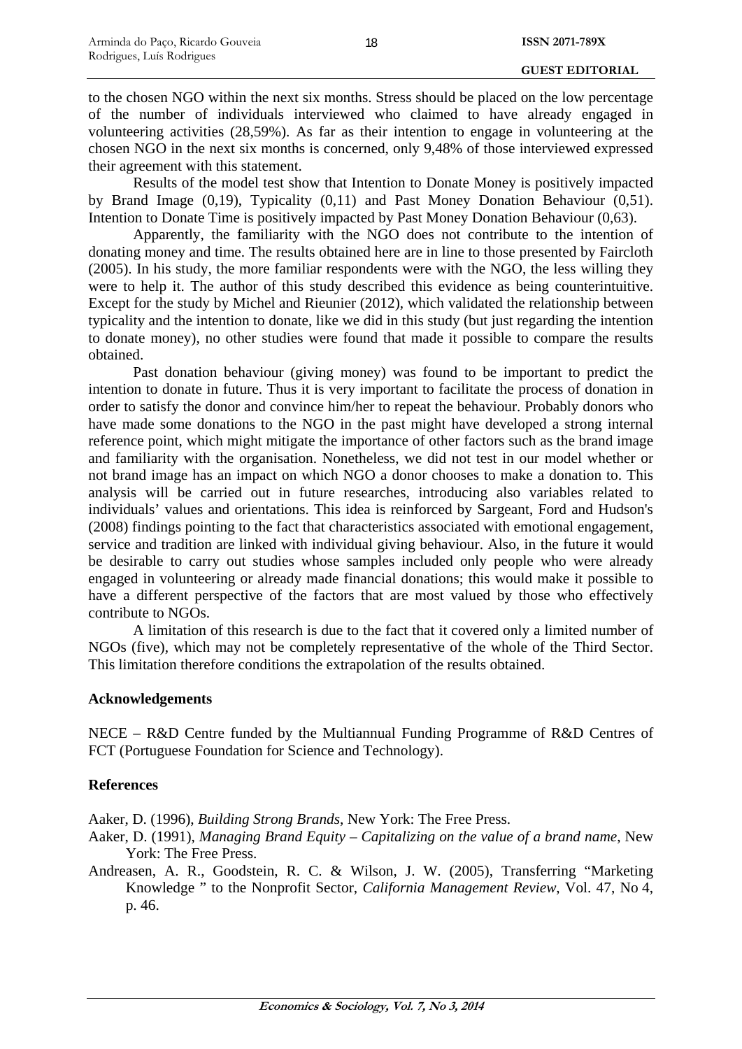to the chosen NGO within the next six months. Stress should be placed on the low percentage of the number of individuals interviewed who claimed to have already engaged in volunteering activities (28,59%). As far as their intention to engage in volunteering at the chosen NGO in the next six months is concerned, only 9,48% of those interviewed expressed their agreement with this statement.

Results of the model test show that Intention to Donate Money is positively impacted by Brand Image (0,19), Typicality (0,11) and Past Money Donation Behaviour (0,51). Intention to Donate Time is positively impacted by Past Money Donation Behaviour (0,63).

Apparently, the familiarity with the NGO does not contribute to the intention of donating money and time. The results obtained here are in line to those presented by Faircloth (2005). In his study, the more familiar respondents were with the NGO, the less willing they were to help it. The author of this study described this evidence as being counterintuitive. Except for the study by Michel and Rieunier (2012), which validated the relationship between typicality and the intention to donate, like we did in this study (but just regarding the intention to donate money), no other studies were found that made it possible to compare the results obtained.

Past donation behaviour (giving money) was found to be important to predict the intention to donate in future. Thus it is very important to facilitate the process of donation in order to satisfy the donor and convince him/her to repeat the behaviour. Probably donors who have made some donations to the NGO in the past might have developed a strong internal reference point, which might mitigate the importance of other factors such as the brand image and familiarity with the organisation. Nonetheless, we did not test in our model whether or not brand image has an impact on which NGO a donor chooses to make a donation to. This analysis will be carried out in future researches, introducing also variables related to individuals' values and orientations. This idea is reinforced by Sargeant, Ford and Hudson's (2008) findings pointing to the fact that characteristics associated with emotional engagement, service and tradition are linked with individual giving behaviour. Also, in the future it would be desirable to carry out studies whose samples included only people who were already engaged in volunteering or already made financial donations; this would make it possible to have a different perspective of the factors that are most valued by those who effectively contribute to NGOs.

A limitation of this research is due to the fact that it covered only a limited number of NGOs (five), which may not be completely representative of the whole of the Third Sector. This limitation therefore conditions the extrapolation of the results obtained.

## Acknowledgements

NECE – R&D Centre funded by the Multiannual Funding Programme of R&D Centres of FCT (Portuguese Foundation for Science and Technology).

## References

Aaker, D. (1996), *Building Strong Brands*, New York: The Free Press.

Aaker, D. (1991), *Managing Brand Equity – Capitalizing on the value of a brand name*, New York: The Free Press.

Andreasen, A. R., Goodstein, R. C. & Wilson, J. W. (2005), Transferring "Marketing Knowledge " to the Nonprofit Sector, *California Management Review*, Vol. 47, No 4, p. 46.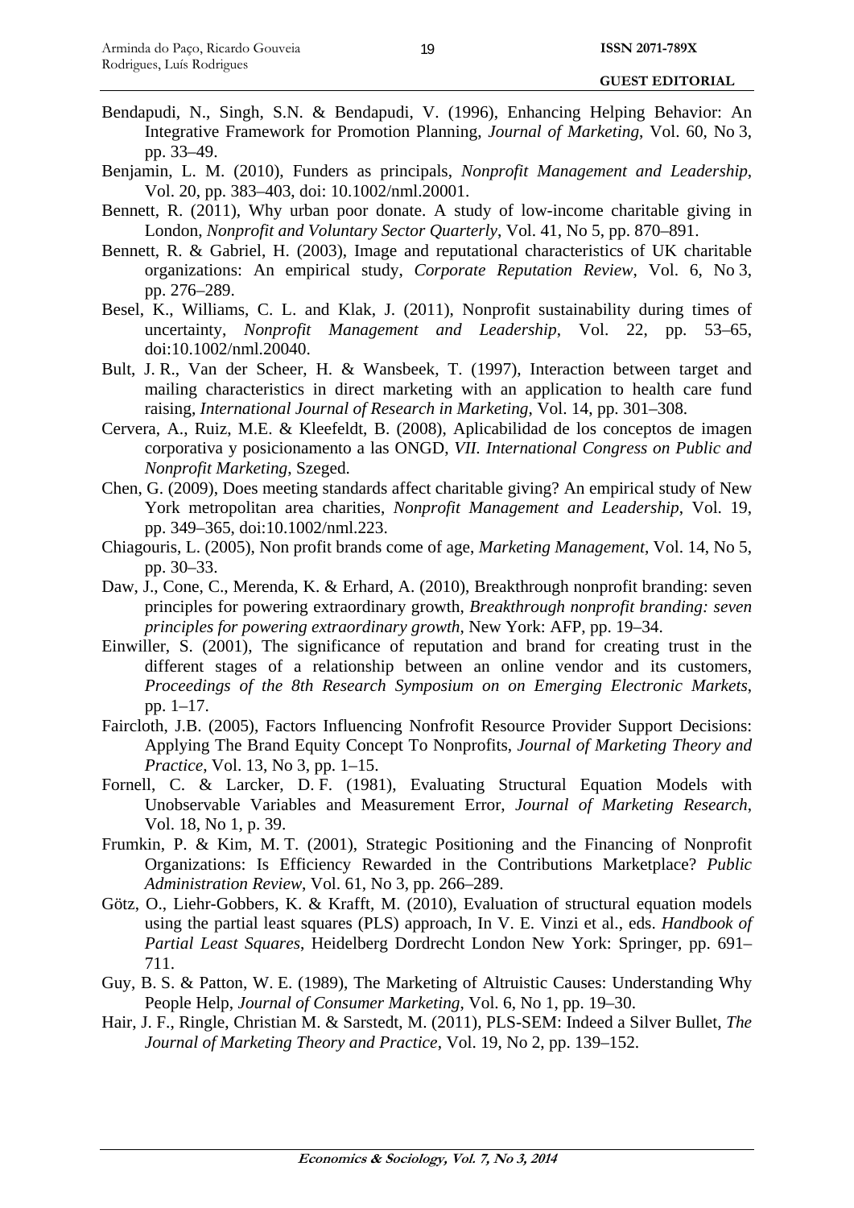Bendapudi, N., Singh, S.N. & Bendapudi, V. (1996), Enhancing Helping Behavior: An Integrative Framework for Promotion Planning, *Journal of Marketing*, Vol. 60, No 3, pp. 33–49.

Benjamin, L. M. (2010), Funders as principals, *Nonprofit Management and Leadership*, Vol. 20, pp. 383–403, doi: 10.1002/nml.20001.

Bennett, R. (2011), Why urban poor donate. A study of low-income charitable giving in London, *Nonprofit and Voluntary Sector Quarterly*, Vol. 41, No 5, pp. 870–891.

Bennett, R. & Gabriel, H. (2003), Image and reputational characteristics of UK charitable organizations: An empirical study, *Corporate Reputation Review*, Vol. 6, No 3, pp. 276–289.

Besel, K., Williams, C. L. and Klak, J. (2011), Nonprofit sustainability during times of uncertainty, *Nonprofit Management and Leadership*, Vol. 22, pp. 53–65, doi:10.1002/nml.20040.

Bult, J. R., Van der Scheer, H. & Wansbeek, T. (1997), Interaction between target and mailing characteristics in direct marketing with an application to health care fund raising, *International Journal of Research in Marketing*, Vol. 14, pp. 301–308.

Cervera, A., Ruiz, M.E. & Kleefeldt, B. (2008), Aplicabilidad de los conceptos de imagen corporativa y posicionamento a las ONGD, *VII. International Congress on Public and Nonprofit Marketing*, Szeged.

Chen, G. (2009), Does meeting standards affect charitable giving? An empirical study of New York metropolitan area charities, *Nonprofit Management and Leadership*, Vol. 19, pp. 349–365, doi:10.1002/nml.223.

Chiagouris, L. (2005), Non profit brands come of age, *Marketing Management*, Vol. 14, No 5, pp. 30–33.

Daw, J., Cone, C., Merenda, K. & Erhard, A. (2010), Breakthrough nonprofit branding: seven principles for powering extraordinary growth, *Breakthrough nonprofit branding: seven principles for powering extraordinary growth*, New York: AFP, pp. 19–34.

Einwiller, S. (2001), The significance of reputation and brand for creating trust in the different stages of a relationship between an online vendor and its customers, *Proceedings of the 8th Research Symposium on on Emerging Electronic Markets*, pp. 1–17.

Faircloth, J.B. (2005), Factors Influencing Nonfrofit Resource Provider Support Decisions: Applying The Brand Equity Concept To Nonprofits, *Journal of Marketing Theory and Practice*, Vol. 13, No 3, pp. 1–15.

Fornell, C. & Larcker, D. F. (1981), Evaluating Structural Equation Models with Unobservable Variables and Measurement Error, *Journal of Marketing Research*, Vol. 18, No 1, p. 39.

Frumkin, P. & Kim, M. T. (2001), Strategic Positioning and the Financing of Nonprofit Organizations: Is Efficiency Rewarded in the Contributions Marketplace? *Public Administration Review*, Vol. 61, No 3, pp. 266–289.

Götz, O., Liehr-Gobbers, K. & Krafft, M. (2010), Evaluation of structural equation models using the partial least squares (PLS) approach, In V. E. Vinzi et al., eds. *Handbook of Partial Least Squares*, Heidelberg Dordrecht London New York: Springer, pp. 691–711.

Guy, B. S. & Patton, W. E. (1989), The Marketing of Altruistic Causes: Understanding Why People Help, *Journal of Consumer Marketing*, Vol. 6, No 1, pp. 19–30.

Hair, J. F., Ringle, Christian M. & Sarstedt, M. (2011), PLS-SEM: Indeed a Silver Bullet, *The Journal of Marketing Theory and Practice*, Vol. 19, No 2, pp. 139–152.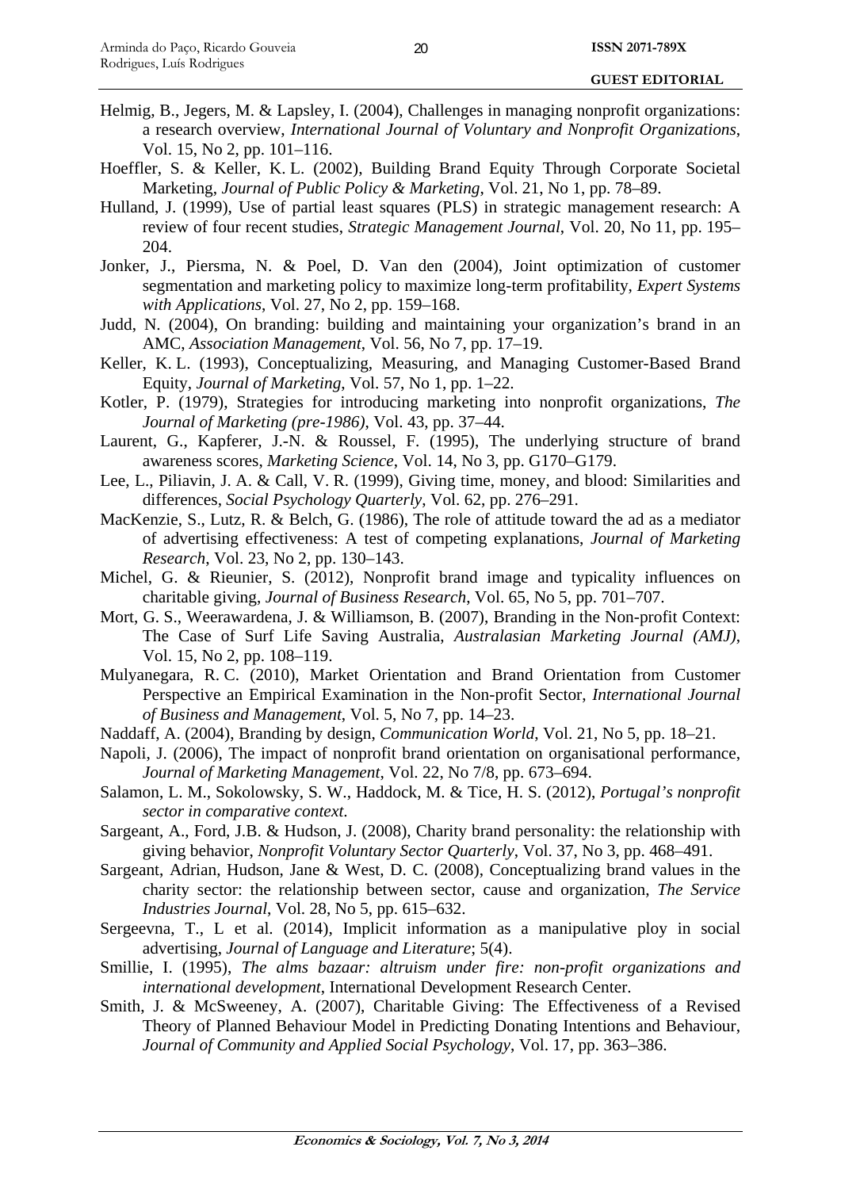Helmig, B., Jegers, M. & Lapsley, I. (2004), Challenges in managing nonprofit organizations: a research overview, *International Journal of Voluntary and Nonprofit Organizations*, Vol. 15, No 2, pp. 101–116.

Hoeffler, S. & Keller, K. L. (2002), Building Brand Equity Through Corporate Societal Marketing, *Journal of Public Policy & Marketing*, Vol. 21, No 1, pp. 78–89.

Hulland, J. (1999), Use of partial least squares (PLS) in strategic management research: A review of four recent studies, *Strategic Management Journal*, Vol. 20, No 11, pp. 195–204.

Jonker, J., Piersma, N. & Poel, D. Van den (2004), Joint optimization of customer segmentation and marketing policy to maximize long-term profitability, *Expert Systems with Applications*, Vol. 27, No 2, pp. 159–168.

Judd, N. (2004), On branding: building and maintaining your organization's brand in an AMC, *Association Management*, Vol. 56, No 7, pp. 17–19.

Keller, K. L. (1993), Conceptualizing, Measuring, and Managing Customer-Based Brand Equity, *Journal of Marketing*, Vol. 57, No 1, pp. 1–22.

Kotler, P. (1979), Strategies for introducing marketing into nonprofit organizations, *The Journal of Marketing (pre-1986)*, Vol. 43, pp. 37–44.

Laurent, G., Kapferer, J.-N. & Roussel, F. (1995), The underlying structure of brand awareness scores, *Marketing Science*, Vol. 14, No 3, pp. G170–G179.

Lee, L., Piliavin, J. A. & Call, V. R. (1999), Giving time, money, and blood: Similarities and differences, *Social Psychology Quarterly*, Vol. 62, pp. 276–291.

MacKenzie, S., Lutz, R. & Belch, G. (1986), The role of attitude toward the ad as a mediator of advertising effectiveness: A test of competing explanations, *Journal of Marketing Research*, Vol. 23, No 2, pp. 130–143.

Michel, G. & Rieunier, S. (2012), Nonprofit brand image and typicality influences on charitable giving, *Journal of Business Research*, Vol. 65, No 5, pp. 701–707.

Mort, G. S., Weerawardena, J. & Williamson, B. (2007), Branding in the Non-profit Context: The Case of Surf Life Saving Australia, *Australasian Marketing Journal (AMJ)*, Vol. 15, No 2, pp. 108–119.

Mulyanegara, R. C. (2010), Market Orientation and Brand Orientation from Customer Perspective an Empirical Examination in the Non-profit Sector, *International Journal of Business and Management*, Vol. 5, No 7, pp. 14–23.

Naddaff, A. (2004), Branding by design, *Communication World*, Vol. 21, No 5, pp. 18–21.

Napoli, J. (2006), The impact of nonprofit brand orientation on organisational performance, *Journal of Marketing Management*, Vol. 22, No 7/8, pp. 673–694.

Salamon, L. M., Sokolowsky, S. W., Haddock, M. & Tice, H. S. (2012), *Portugal's nonprofit sector in comparative context*.

Sargeant, A., Ford, J.B. & Hudson, J. (2008), Charity brand personality: the relationship with giving behavior, *Nonprofit Voluntary Sector Quarterly*, Vol. 37, No 3, pp. 468–491.

Sargeant, Adrian, Hudson, Jane & West, D. C. (2008), Conceptualizing brand values in the charity sector: the relationship between sector, cause and organization, *The Service Industries Journal*, Vol. 28, No 5, pp. 615–632.

Sergeevna, T., L et al. (2014), Implicit information as a manipulative ploy in social advertising, *Journal of Language and Literature*; 5(4).

Smillie, I. (1995), *The alms bazaar: altruism under fire: non-profit organizations and international development*, International Development Research Center.

Smith, J. & McSweeney, A. (2007), Charitable Giving: The Effectiveness of a Revised Theory of Planned Behaviour Model in Predicting Donating Intentions and Behaviour, *Journal of Community and Applied Social Psychology*, Vol. 17, pp. 363–386.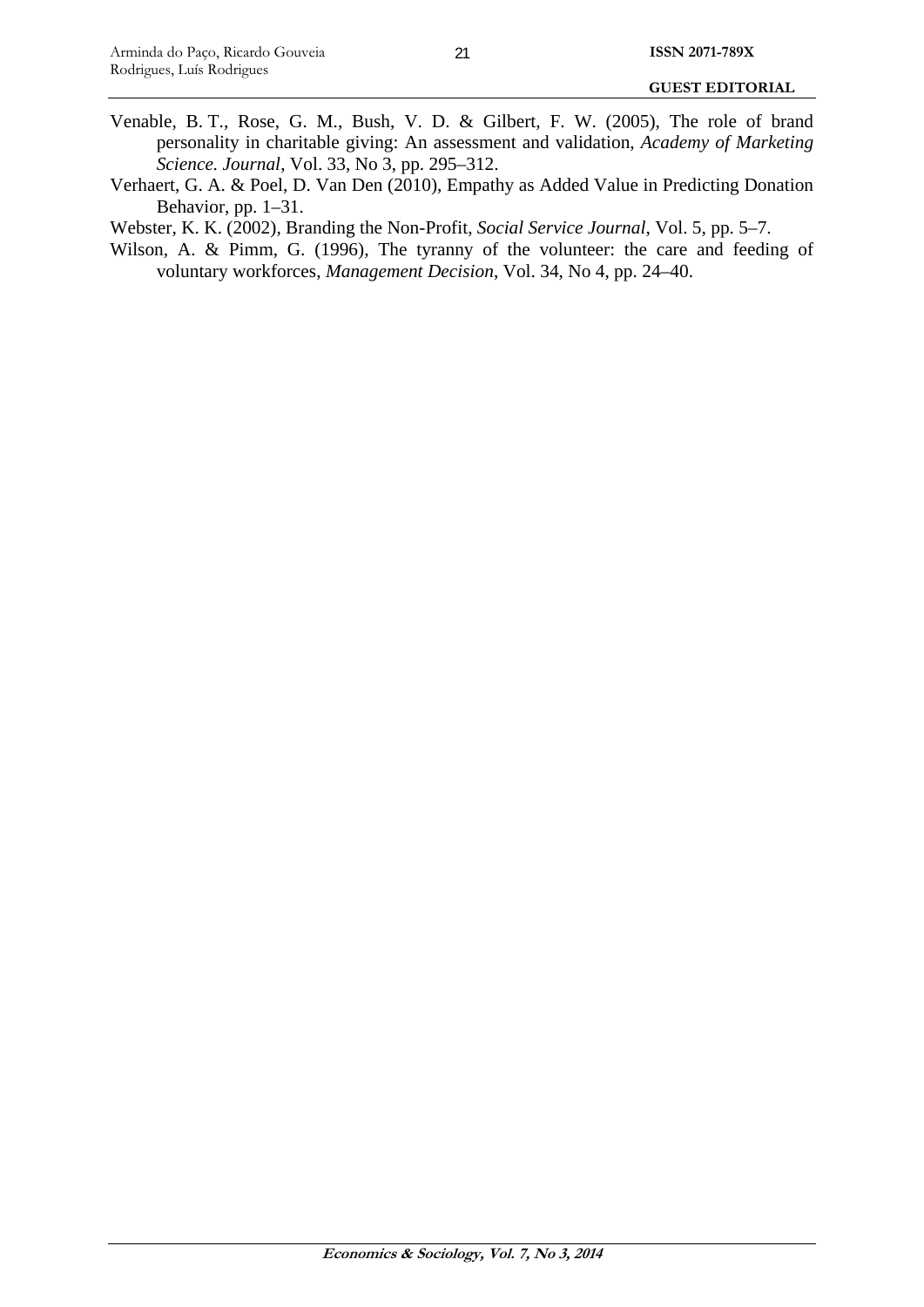Venable, B. T., Rose, G. M., Bush, V. D. & Gilbert, F. W. (2005), The role of brand personality in charitable giving: An assessment and validation, *Academy of Marketing Science. Journal*, Vol. 33, No 3, pp. 295–312.

Verhaert, G. A. & Poel, D. Van Den (2010), Empathy as Added Value in Predicting Donation Behavior, pp. 1–31.

Webster, K. K. (2002), Branding the Non-Profit, *Social Service Journal*, Vol. 5, pp. 5–7.

Wilson, A. & Pimm, G. (1996), The tyranny of the volunteer: the care and feeding of voluntary workforces, *Management Decision*, Vol. 34, No 4, pp. 24–40.